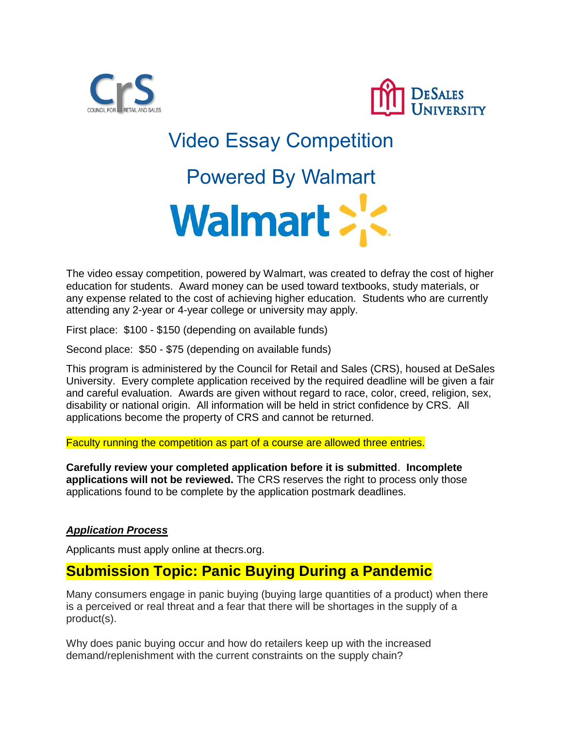# Video Essay Competition

## Powered By Walmart

The video essay competition, powered by Walmart, was created to defray the cost of higher education for students. Award money can be used toward textbooks, study materials, or any expense related to the cost of achieving higher education. Students who are currently attending any 2-year or 4-year college or university may apply.

First place: $100 - $150 (depending on available funds)

Second place: $50 - $75 (depending on available funds)

This program is administered by the Council for Retail and Sales (CRS), housed at DeSales University. Every complete application received by the required deadline will be given a fair and careful evaluation. Awards are given without regard to race, color, creed, religion, sex, disability or national origin. All information will be held in strict confidence by CRS. All applications become the property of CRS and cannot be returned.

Faculty running the competition as part of a course are allowed three entries.

**Carefully review your completed application before it is submitted**. **Incomplete applications will not be reviewed.** The CRS reserves the right to process only those applications found to be complete by the application postmark deadlines.

***Application Process***

Applicants must apply online at thecrs.org.

## Submission Topic: Panic Buying During a Pandemic

Many consumers engage in panic buying (buying large quantities of a product) when there is a perceived or real threat and a fear that there will be shortages in the supply of a product(s).

Why does panic buying occur and how do retailers keep up with the increased demand/replenishment with the current constraints on the supply chain?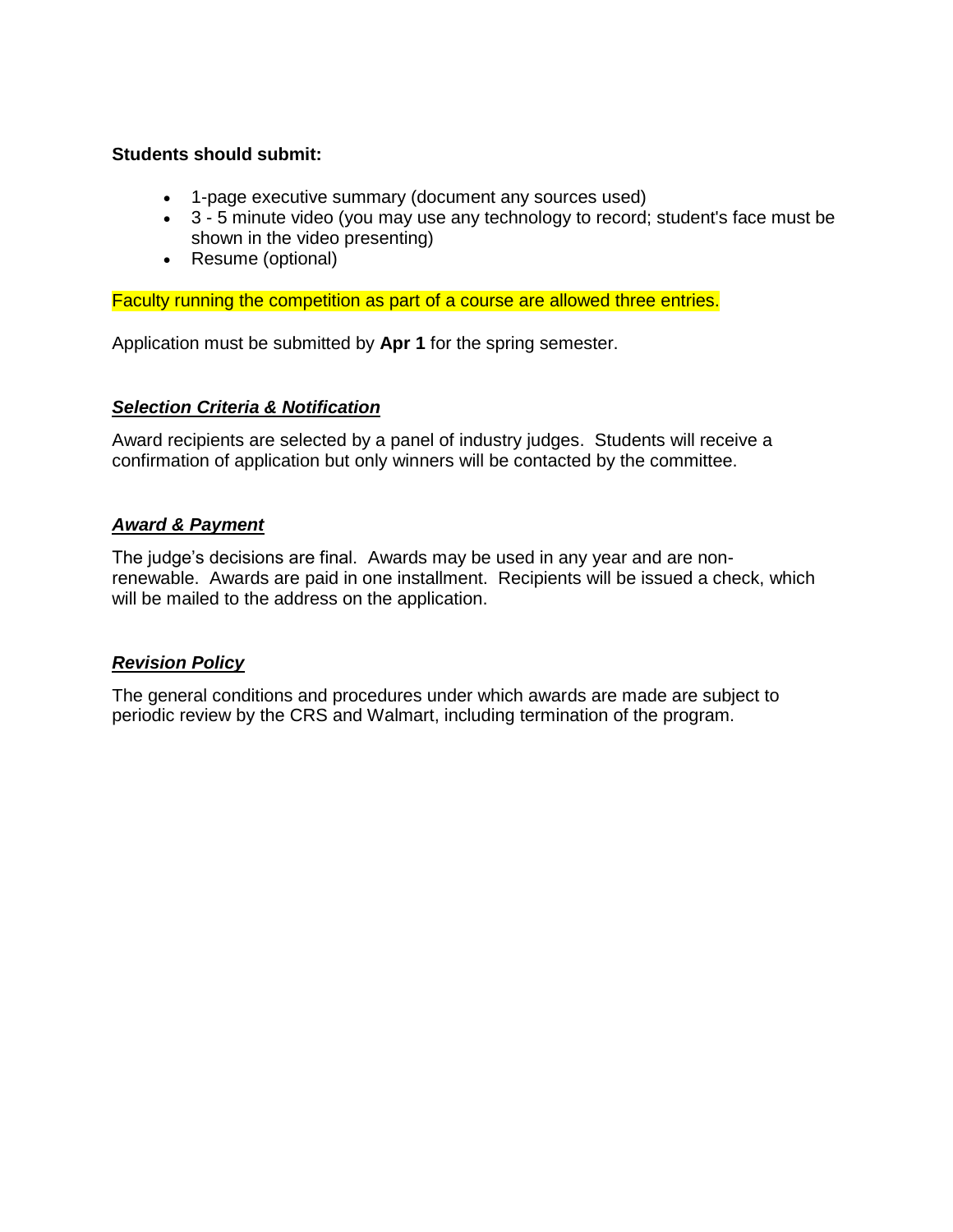**Students should submit:**

- 1-page executive summary (document any sources used)
- 3 - 5 minute video (you may use any technology to record; student's face must be shown in the video presenting)
- Resume (optional)

Faculty running the competition as part of a course are allowed three entries.

Application must be submitted by **Apr 1** for the spring semester.

***Selection Criteria & Notification***

Award recipients are selected by a panel of industry judges. Students will receive a confirmation of application but only winners will be contacted by the committee.

***Award & Payment***

The judge's decisions are final. Awards may be used in any year and are non-renewable. Awards are paid in one installment. Recipients will be issued a check, which will be mailed to the address on the application.

***Revision Policy***

The general conditions and procedures under which awards are made are subject to periodic review by the CRS and Walmart, including termination of the program.